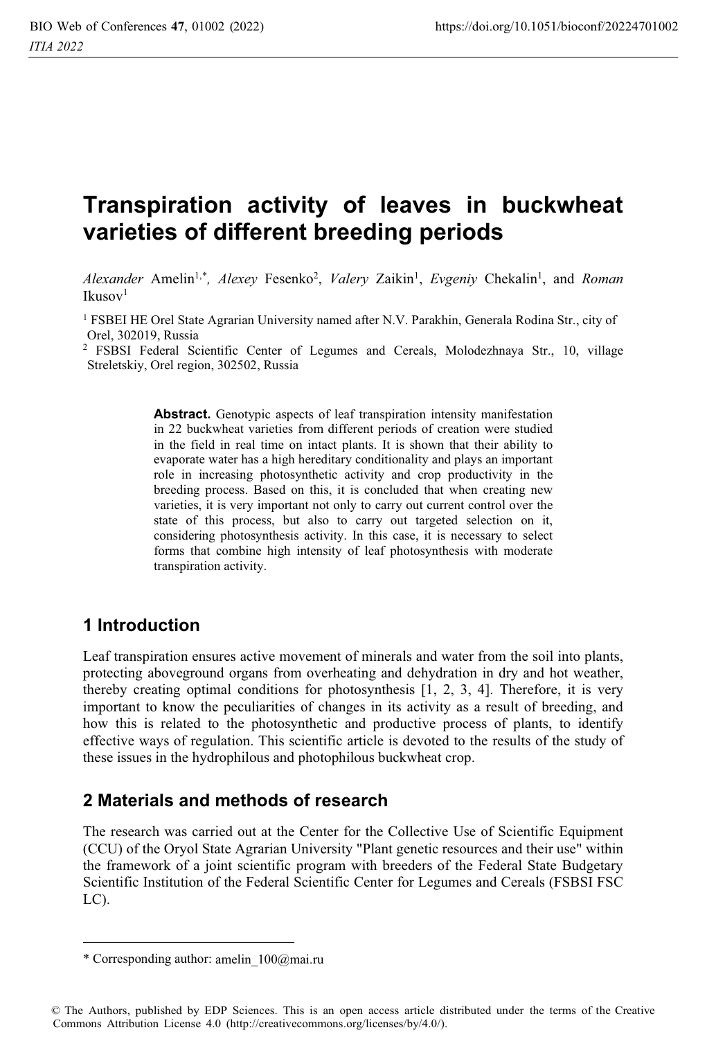# Transpiration activity of leaves in buckwheat varieties of different breeding periods

*Alexander* Amelin[1,*], *Alexey* Fesenko[2], *Valery* Zaikin[1], *Evgeniy* Chekalin[1], and *Roman* Ikusov[1]

[1] FSBEI HE Orel State Agrarian University named after N.V. Parakhin, Generala Rodina Str., city of Orel, 302019, Russia

[2] FSBSI Federal Scientific Center of Legumes and Cereals, Molodezhnaya Str., 10, village Streletskiy, Orel region, 302502, Russia

**Abstract.** Genotypic aspects of leaf transpiration intensity manifestation in 22 buckwheat varieties from different periods of creation were studied in the field in real time on intact plants. It is shown that their ability to evaporate water has a high hereditary conditionality and plays an important role in increasing photosynthetic activity and crop productivity in the breeding process. Based on this, it is concluded that when creating new varieties, it is very important not only to carry out current control over the state of this process, but also to carry out targeted selection on it, considering photosynthesis activity. In this case, it is necessary to select forms that combine high intensity of leaf photosynthesis with moderate transpiration activity.

## 1 Introduction

Leaf transpiration ensures active movement of minerals and water from the soil into plants, protecting aboveground organs from overheating and dehydration in dry and hot weather, thereby creating optimal conditions for photosynthesis [1, 2, 3, 4]. Therefore, it is very important to know the peculiarities of changes in its activity as a result of breeding, and how this is related to the photosynthetic and productive process of plants, to identify effective ways of regulation. This scientific article is devoted to the results of the study of these issues in the hydrophilous and photophilous buckwheat crop.

## 2 Materials and methods of research

The research was carried out at the Center for the Collective Use of Scientific Equipment (CCU) of the Oryol State Agrarian University "Plant genetic resources and their use" within the framework of a joint scientific program with breeders of the Federal State Budgetary Scientific Institution of the Federal Scientific Center for Legumes and Cereals (FSBSI FSC LC).

* Corresponding author: amelin_100@mai.ru

© The Authors, published by EDP Sciences. This is an open access article distributed under the terms of the Creative Commons Attribution License 4.0 (http://creativecommons.org/licenses/by/4.0/).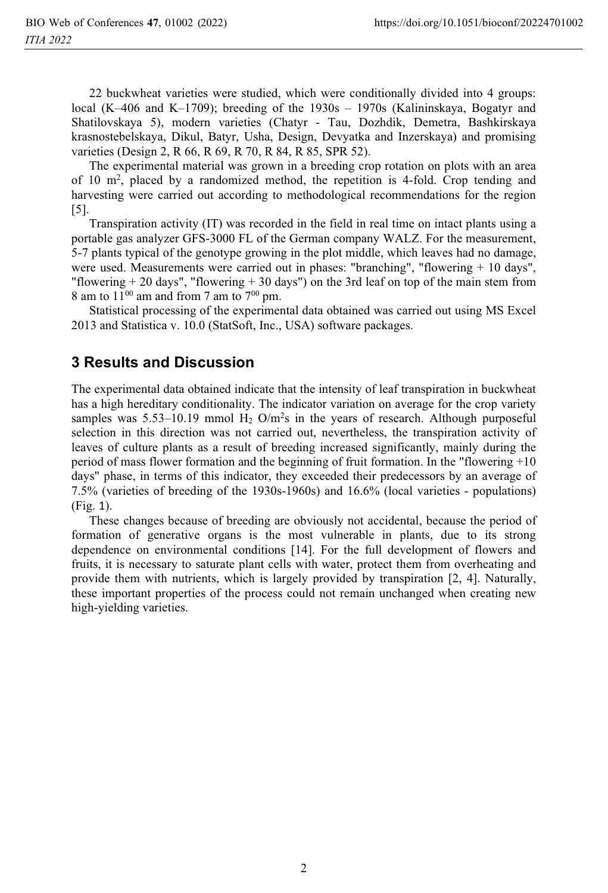22 buckwheat varieties were studied, which were conditionally divided into 4 groups: local (K–406 and K–1709); breeding of the 1930s – 1970s (Kalininskaya, Bogatyr and Shatilovskaya 5), modern varieties (Chatyr - Tau, Dozhdik, Demetra, Bashkirskaya krasnostebelskaya, Dikul, Batyr, Usha, Design, Devyatka and Inzerskaya) and promising varieties (Design 2, R 66, R 69, R 70, R 84, R 85, SPR 52).

The experimental material was grown in a breeding crop rotation on plots with an area of 10 $m^2$, placed by a randomized method, the repetition is 4-fold. Crop tending and harvesting were carried out according to methodological recommendations for the region [5].

Transpiration activity (IT) was recorded in the field in real time on intact plants using a portable gas analyzer GFS-3000 FL of the German company WALZ. For the measurement, 5-7 plants typical of the genotype growing in the plot middle, which leaves had no damage, were used. Measurements were carried out in phases: "branching", "flowering + 10 days", "flowering + 20 days", "flowering + 30 days") on the 3rd leaf on top of the main stem from 8 am to $11^{00}$ am and from 7 am to $7^{00}$ pm.

Statistical processing of the experimental data obtained was carried out using MS Excel 2013 and Statistica v. 10.0 (StatSoft, Inc., USA) software packages.

## 3 Results and Discussion

The experimental data obtained indicate that the intensity of leaf transpiration in buckwheat has a high hereditary conditionality. The indicator variation on average for the crop variety samples was 5.53–10.19 mmol $H_2$ O/$m^2$s in the years of research. Although purposeful selection in this direction was not carried out, nevertheless, the transpiration activity of leaves of culture plants as a result of breeding increased significantly, mainly during the period of mass flower formation and the beginning of fruit formation. In the "flowering +10 days" phase, in terms of this indicator, they exceeded their predecessors by an average of 7.5% (varieties of breeding of the 1930s-1960s) and 16.6% (local varieties - populations) (Fig. 1).

These changes because of breeding are obviously not accidental, because the period of formation of generative organs is the most vulnerable in plants, due to its strong dependence on environmental conditions [14]. For the full development of flowers and fruits, it is necessary to saturate plant cells with water, protect them from overheating and provide them with nutrients, which is largely provided by transpiration [2, 4]. Naturally, these important properties of the process could not remain unchanged when creating new high-yielding varieties.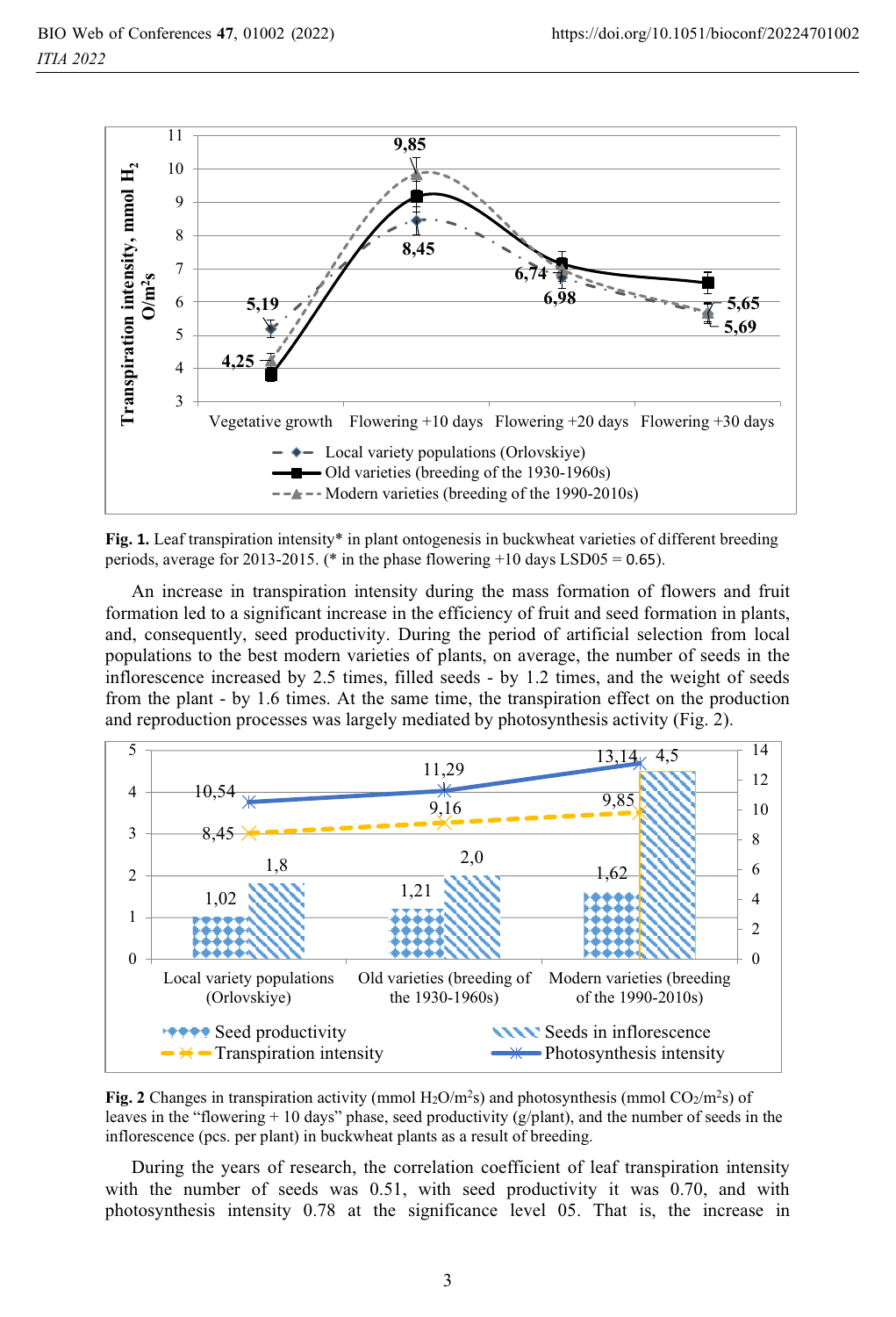11
10
9
8
7
6
5
4
3

Transpiration intensity, mmol $H_2O/m^2s$

9,85
8,45
6,74
6,98
5,19
4,25
5,65
5,69

Vegetative growth
Flowering +10 days
Flowering +20 days
Flowering +30 days

Local variety populations (Orlovskiye)
Old varieties (breeding of the 1930-1960s)
Modern varieties (breeding of the 1990-2010s)

**Fig. 1.** Leaf transpiration intensity* in plant ontogenesis in buckwheat varieties of different breeding periods, average for 2013-2015. (* in the phase flowering +10 days LSD05 = 0.65).

An increase in transpiration intensity during the mass formation of flowers and fruit formation led to a significant increase in the efficiency of fruit and seed formation in plants, and, consequently, seed productivity. During the period of artificial selection from local populations to the best modern varieties of plants, on average, the number of seeds in the inflorescence increased by 2.5 times, filled seeds - by 1.2 times, and the weight of seeds from the plant - by 1.6 times. At the same time, the transpiration effect on the production and reproduction processes was largely mediated by photosynthesis activity (Fig. 2).

5
4
3
2
1
0

14
12
10
8
6
4
2
0

10,54
11,29
13,14
4,5
8,45
9,16
9,85
1,8
2,0
1,02
1,21
1,62

Local variety populations (Orlovskiye)
Old varieties (breeding of the 1930-1960s)
Modern varieties (breeding of the 1990-2010s)

Seed productivity
Seeds in inflorescence
Transpiration intensity
Photosynthesis intensity

**Fig. 2** Changes in transpiration activity (mmol $H_2O/m^2s$) and photosynthesis (mmol $CO_2/m^2s$) of leaves in the "flowering + 10 days" phase, seed productivity (g/plant), and the number of seeds in the inflorescence (pcs. per plant) in buckwheat plants as a result of breeding.

During the years of research, the correlation coefficient of leaf transpiration intensity with the number of seeds was 0.51, with seed productivity it was 0.70, and with photosynthesis intensity 0.78 at the significance level 05. That is, the increase in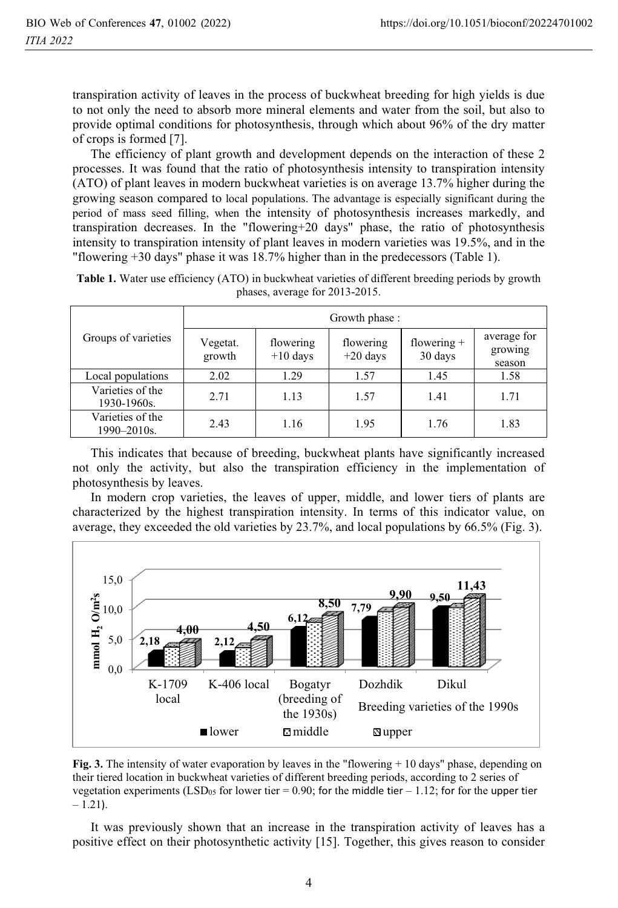transpiration activity of leaves in the process of buckwheat breeding for high yields is due to not only the need to absorb more mineral elements and water from the soil, but also to provide optimal conditions for photosynthesis, through which about 96% of the dry matter of crops is formed [7].

The efficiency of plant growth and development depends on the interaction of these 2 processes. It was found that the ratio of photosynthesis intensity to transpiration intensity (ATO) of plant leaves in modern buckwheat varieties is on average 13.7% higher during the growing season compared to local populations. The advantage is especially significant during the period of mass seed filling, when the intensity of photosynthesis increases markedly, and transpiration decreases. In the "flowering+20 days" phase, the ratio of photosynthesis intensity to transpiration intensity of plant leaves in modern varieties was 19.5%, and in the "flowering +30 days" phase it was 18.7% higher than in the predecessors (Table 1).

**Table 1.** Water use efficiency (ATO) in buckwheat varieties of different breeding periods by growth phases, average for 2013-2015.

| Groups of varieties | Growth phase : | | | | |
|---|---|---|---|---|---|
| | Vegetat. growth | flowering +10 days | flowering +20 days | flowering + 30 days | average for growing season |
| Local populations | 2.02 | 1.29 | 1.57 | 1.45 | 1.58 |
| Varieties of the 1930-1960s. | 2.71 | 1.13 | 1.57 | 1.41 | 1.71 |
| Varieties of the 1990–2010s. | 2.43 | 1.16 | 1.95 | 1.76 | 1.83 |

This indicates that because of breeding, buckwheat plants have significantly increased not only the activity, but also the transpiration efficiency in the implementation of photosynthesis by leaves.

In modern crop varieties, the leaves of upper, middle, and lower tiers of plants are characterized by the highest transpiration intensity. In terms of this indicator value, on average, they exceeded the old varieties by 23.7%, and local populations by 66.5% (Fig. 3).

**Fig. 3.** The intensity of water evaporation by leaves in the "flowering + 10 days" phase, depending on their tiered location in buckwheat varieties of different breeding periods, according to 2 series of vegetation experiments ($LSD_{05}$ for lower tier = 0.90; for the middle tier – 1.12; for for the upper tier – 1.21).

It was previously shown that an increase in the transpiration activity of leaves has a positive effect on their photosynthetic activity [15]. Together, this gives reason to consider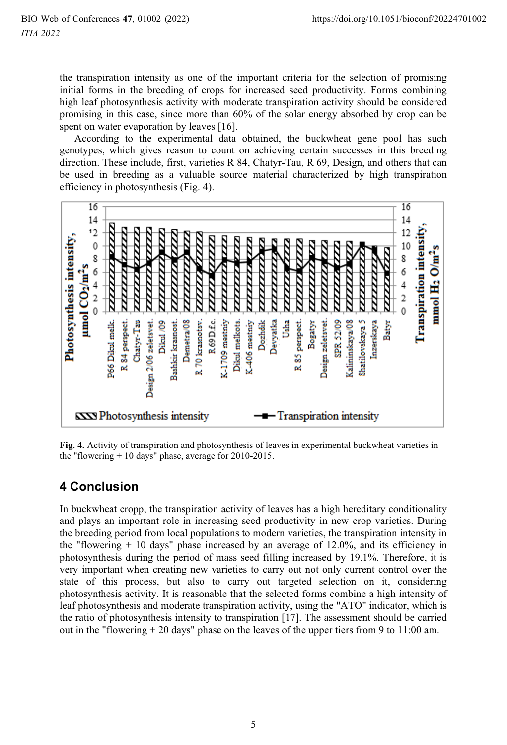the transpiration intensity as one of the important criteria for the selection of promising initial forms in the breeding of crops for increased seed productivity. Forms combining high leaf photosynthesis activity with moderate transpiration activity should be considered promising in this case, since more than 60% of the solar energy absorbed by crop can be spent on water evaporation by leaves [16].

According to the experimental data obtained, the buckwheat gene pool has such genotypes, which gives reason to count on achieving certain successes in this breeding direction. These include, first, varieties R 84, Chatyr-Tau, R 69, Design, and others that can be used in breeding as a valuable source material characterized by high transpiration efficiency in photosynthesis (Fig. 4).

Photosynthesis intensity, µmol $CO_2/m^2s$

Transpiration intensity, mmol $H_2O/m^2s$

16
14
12
10
8
6
4
2
0

P66 Dikul melk.
R 84 perspect.
Chatyr-Tau
Design 2/06 zeletsvet.
Dikul /09
Bashkir krasnost.
Demetra/08
R 70 krasnotsv.
R69D.f.c.
K-1709 mestniy
Dikul melkots.
K-406 mestniy
Dozhdik
Devyatka
Usha
R 85 perspect.
Bogatyr
Design zeletsvet.
SPR 52/09
Kalininskaya/08
Shatilovskaya 5
Inzerskaya
Batyr

Photosynthesis intensity
Transpiration intensity

**Fig. 4.** Activity of transpiration and photosynthesis of leaves in experimental buckwheat varieties in the "flowering + 10 days" phase, average for 2010-2015.

## 4 Conclusion

In buckwheat cropp, the transpiration activity of leaves has a high hereditary conditionality and plays an important role in increasing seed productivity in new crop varieties. During the breeding period from local populations to modern varieties, the transpiration intensity in the "flowering + 10 days" phase increased by an average of 12.0%, and its efficiency in photosynthesis during the period of mass seed filling increased by 19.1%. Therefore, it is very important when creating new varieties to carry out not only current control over the state of this process, but also to carry out targeted selection on it, considering photosynthesis activity. It is reasonable that the selected forms combine a high intensity of leaf photosynthesis and moderate transpiration activity, using the "ATO" indicator, which is the ratio of photosynthesis intensity to transpiration [17]. The assessment should be carried out in the "flowering + 20 days" phase on the leaves of the upper tiers from 9 to 11:00 am.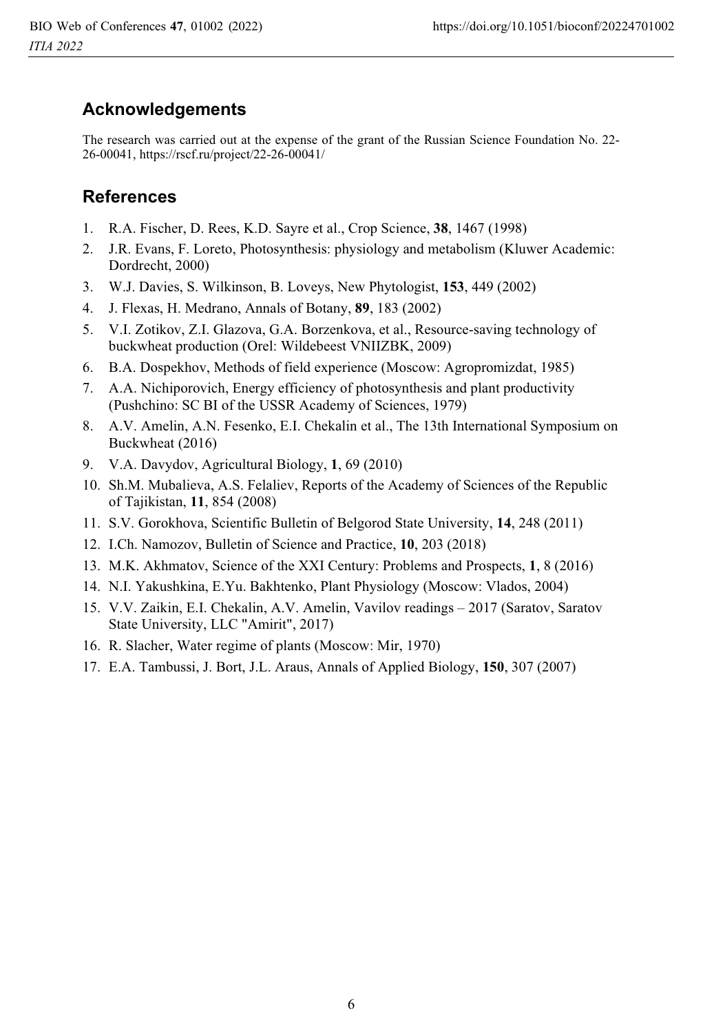## Acknowledgements

The research was carried out at the expense of the grant of the Russian Science Foundation No. 22-26-00041, https://rscf.ru/project/22-26-00041/

## References

1. R.A. Fischer, D. Rees, K.D. Sayre et al., Crop Science, **38**, 1467 (1998)
2. J.R. Evans, F. Loreto, Photosynthesis: physiology and metabolism (Kluwer Academic: Dordrecht, 2000)
3. W.J. Davies, S. Wilkinson, B. Loveys, New Phytologist, **153**, 449 (2002)
4. J. Flexas, H. Medrano, Annals of Botany, **89**, 183 (2002)
5. V.I. Zotikov, Z.I. Glazova, G.A. Borzenkova, et al., Resource-saving technology of buckwheat production (Orel: Wildebeest VNIIZBK, 2009)
6. B.A. Dospekhov, Methods of field experience (Moscow: Agropromizdat, 1985)
7. A.A. Nichiporovich, Energy efficiency of photosynthesis and plant productivity (Pushchino: SC BI of the USSR Academy of Sciences, 1979)
8. A.V. Amelin, A.N. Fesenko, E.I. Chekalin et al., The 13th International Symposium on Buckwheat (2016)
9. V.A. Davydov, Agricultural Biology, **1**, 69 (2010)
10. Sh.M. Mubalieva, A.S. Felaliev, Reports of the Academy of Sciences of the Republic of Tajikistan, **11**, 854 (2008)
11. S.V. Gorokhova, Scientific Bulletin of Belgorod State University, **14**, 248 (2011)
12. I.Ch. Namozov, Bulletin of Science and Practice, **10**, 203 (2018)
13. M.K. Akhmatov, Science of the XXI Century: Problems and Prospects, **1**, 8 (2016)
14. N.I. Yakushkina, E.Yu. Bakhtenko, Plant Physiology (Moscow: Vlados, 2004)
15. V.V. Zaikin, E.I. Chekalin, A.V. Amelin, Vavilov readings – 2017 (Saratov, Saratov State University, LLC "Amirit", 2017)
16. R. Slacher, Water regime of plants (Moscow: Mir, 1970)
17. E.A. Tambussi, J. Bort, J.L. Araus, Annals of Applied Biology, **150**, 307 (2007)